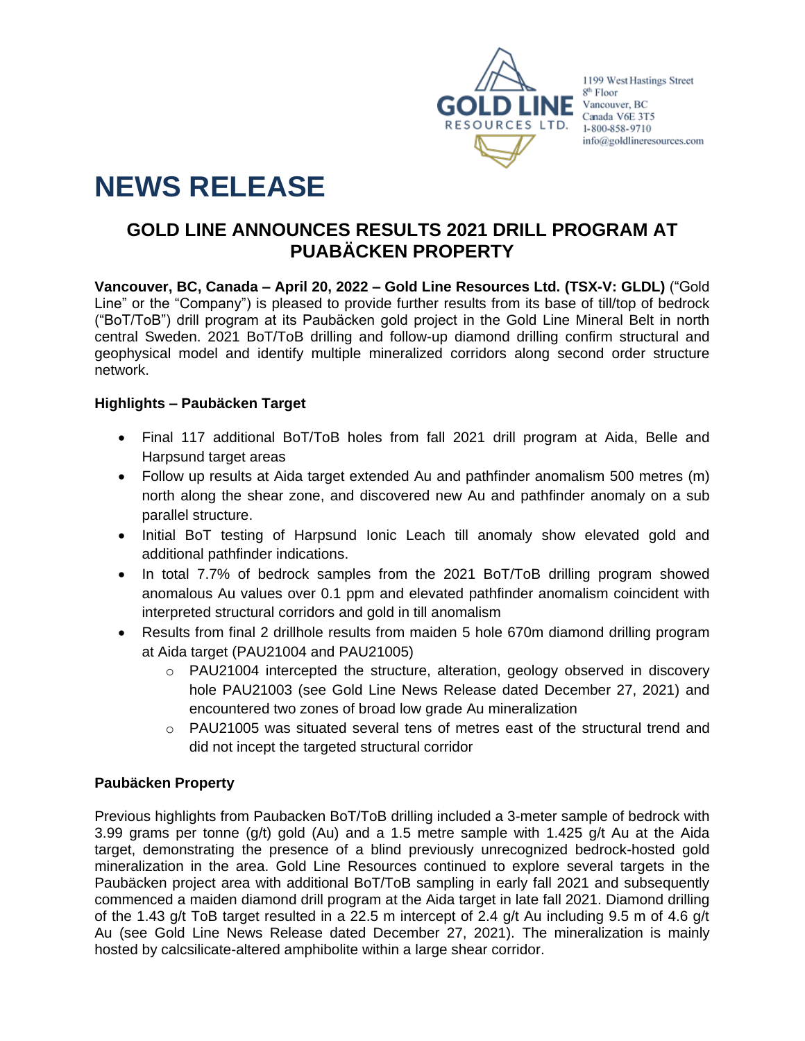1199 West Hastings Street
8th Floor
Vancouver, BC
Canada V6E 3T5
1-800-858-9710
info@goldlineresources.com

# NEWS RELEASE

## GOLD LINE ANNOUNCES RESULTS 2021 DRILL PROGRAM AT PUABÄCKEN PROPERTY

**Vancouver, BC, Canada – April 20, 2022 – Gold Line Resources Ltd. (TSX-V: GLDL)** ("Gold Line" or the "Company") is pleased to provide further results from its base of till/top of bedrock ("BoT/ToB") drill program at its Paubäcken gold project in the Gold Line Mineral Belt in north central Sweden. 2021 BoT/ToB drilling and follow-up diamond drilling confirm structural and geophysical model and identify multiple mineralized corridors along second order structure network.

**Highlights – Paubäcken Target**

- Final 117 additional BoT/ToB holes from fall 2021 drill program at Aida, Belle and Harpsund target areas
- Follow up results at Aida target extended Au and pathfinder anomalism 500 metres (m) north along the shear zone, and discovered new Au and pathfinder anomaly on a sub parallel structure.
- Initial BoT testing of Harpsund Ionic Leach till anomaly show elevated gold and additional pathfinder indications.
- In total 7.7% of bedrock samples from the 2021 BoT/ToB drilling program showed anomalous Au values over 0.1 ppm and elevated pathfinder anomalism coincident with interpreted structural corridors and gold in till anomalism
- Results from final 2 drillhole results from maiden 5 hole 670m diamond drilling program at Aida target (PAU21004 and PAU21005)
  - PAU21004 intercepted the structure, alteration, geology observed in discovery hole PAU21003 (see Gold Line News Release dated December 27, 2021) and encountered two zones of broad low grade Au mineralization
  - PAU21005 was situated several tens of metres east of the structural trend and did not incept the targeted structural corridor

**Paubäcken Property**

Previous highlights from Paubacken BoT/ToB drilling included a 3-meter sample of bedrock with 3.99 grams per tonne (g/t) gold (Au) and a 1.5 metre sample with 1.425 g/t Au at the Aida target, demonstrating the presence of a blind previously unrecognized bedrock-hosted gold mineralization in the area. Gold Line Resources continued to explore several targets in the Paubäcken project area with additional BoT/ToB sampling in early fall 2021 and subsequently commenced a maiden diamond drill program at the Aida target in late fall 2021. Diamond drilling of the 1.43 g/t ToB target resulted in a 22.5 m intercept of 2.4 g/t Au including 9.5 m of 4.6 g/t Au (see Gold Line News Release dated December 27, 2021). The mineralization is mainly hosted by calcsilicate-altered amphibolite within a large shear corridor.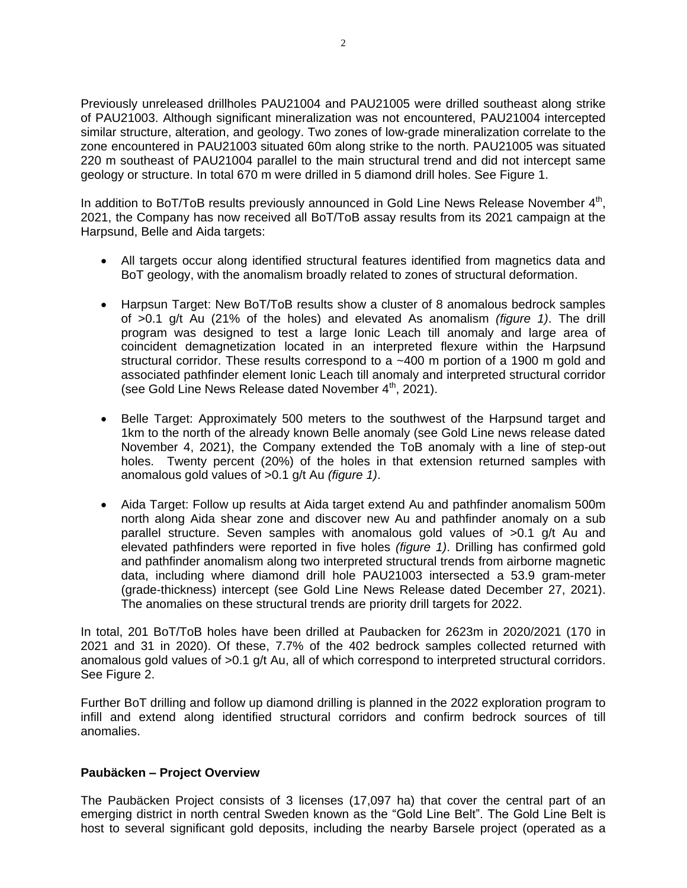Previously unreleased drillholes PAU21004 and PAU21005 were drilled southeast along strike of PAU21003. Although significant mineralization was not encountered, PAU21004 intercepted similar structure, alteration, and geology. Two zones of low-grade mineralization correlate to the zone encountered in PAU21003 situated 60m along strike to the north. PAU21005 was situated 220 m southeast of PAU21004 parallel to the main structural trend and did not intercept same geology or structure. In total 670 m were drilled in 5 diamond drill holes. See Figure 1.

In addition to BoT/ToB results previously announced in Gold Line News Release November 4th, 2021, the Company has now received all BoT/ToB assay results from its 2021 campaign at the Harpsund, Belle and Aida targets:

- All targets occur along identified structural features identified from magnetics data and BoT geology, with the anomalism broadly related to zones of structural deformation.
- Harpsun Target: New BoT/ToB results show a cluster of 8 anomalous bedrock samples of >0.1 g/t Au (21% of the holes) and elevated As anomalism *(figure 1)*. The drill program was designed to test a large Ionic Leach till anomaly and large area of coincident demagnetization located in an interpreted flexure within the Harpsund structural corridor. These results correspond to a ~400 m portion of a 1900 m gold and associated pathfinder element Ionic Leach till anomaly and interpreted structural corridor (see Gold Line News Release dated November 4th, 2021).
- Belle Target: Approximately 500 meters to the southwest of the Harpsund target and 1km to the north of the already known Belle anomaly (see Gold Line news release dated November 4, 2021), the Company extended the ToB anomaly with a line of step-out holes. Twenty percent (20%) of the holes in that extension returned samples with anomalous gold values of >0.1 g/t Au *(figure 1)*.
- Aida Target: Follow up results at Aida target extend Au and pathfinder anomalism 500m north along Aida shear zone and discover new Au and pathfinder anomaly on a sub parallel structure. Seven samples with anomalous gold values of >0.1 g/t Au and elevated pathfinders were reported in five holes *(figure 1)*. Drilling has confirmed gold and pathfinder anomalism along two interpreted structural trends from airborne magnetic data, including where diamond drill hole PAU21003 intersected a 53.9 gram-meter (grade-thickness) intercept (see Gold Line News Release dated December 27, 2021). The anomalies on these structural trends are priority drill targets for 2022.

In total, 201 BoT/ToB holes have been drilled at Paubacken for 2623m in 2020/2021 (170 in 2021 and 31 in 2020). Of these, 7.7% of the 402 bedrock samples collected returned with anomalous gold values of >0.1 g/t Au, all of which correspond to interpreted structural corridors. See Figure 2.

Further BoT drilling and follow up diamond drilling is planned in the 2022 exploration program to infill and extend along identified structural corridors and confirm bedrock sources of till anomalies.

**Paubäcken – Project Overview**

The Paubäcken Project consists of 3 licenses (17,097 ha) that cover the central part of an emerging district in north central Sweden known as the "Gold Line Belt". The Gold Line Belt is host to several significant gold deposits, including the nearby Barsele project (operated as a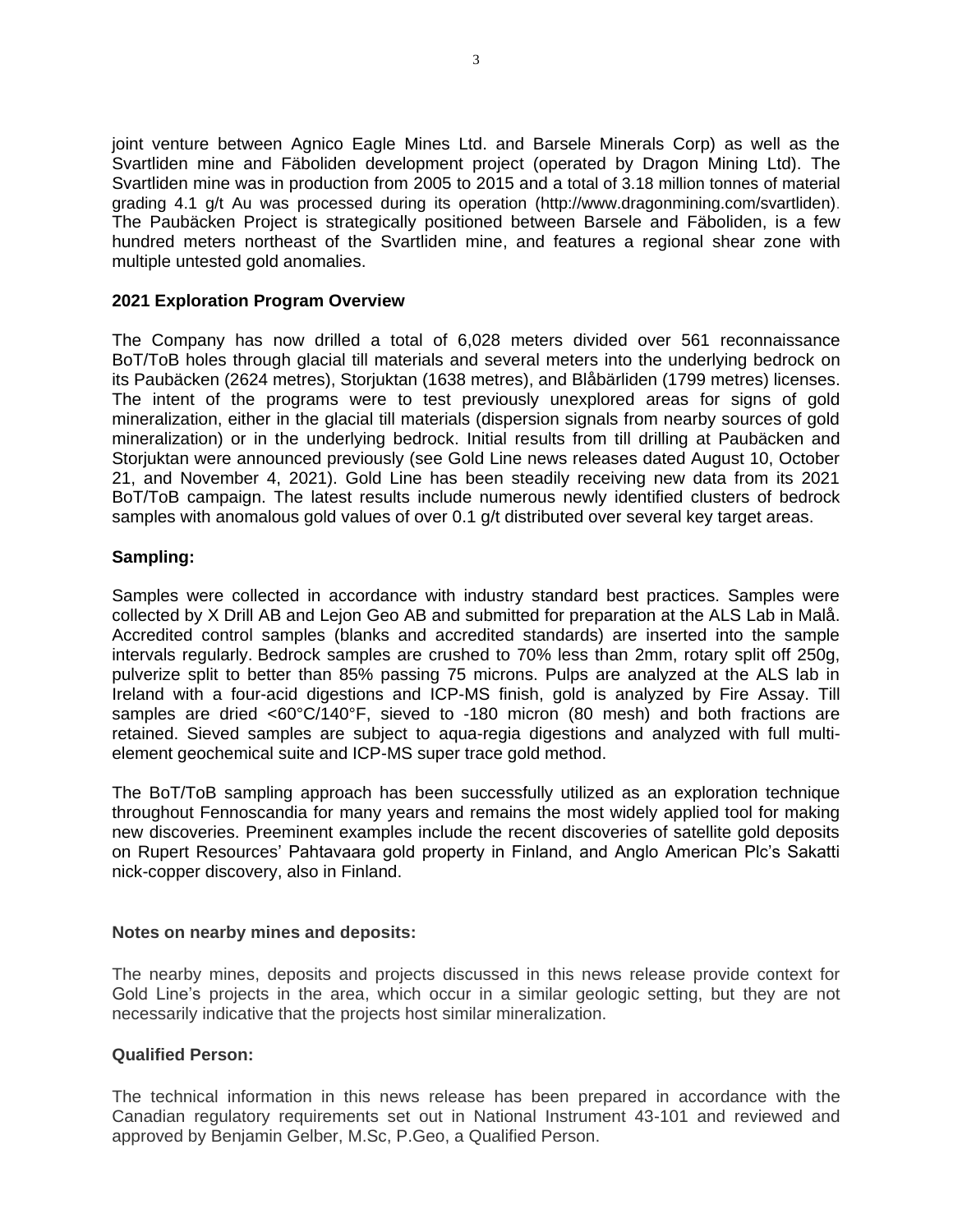joint venture between Agnico Eagle Mines Ltd. and Barsele Minerals Corp) as well as the Svartliden mine and Fäboliden development project (operated by Dragon Mining Ltd). The Svartliden mine was in production from 2005 to 2015 and a total of 3.18 million tonnes of material grading 4.1 g/t Au was processed during its operation (http://www.dragonmining.com/svartliden). The Paubäcken Project is strategically positioned between Barsele and Fäboliden, is a few hundred meters northeast of the Svartliden mine, and features a regional shear zone with multiple untested gold anomalies.

**2021 Exploration Program Overview**

The Company has now drilled a total of 6,028 meters divided over 561 reconnaissance BoT/ToB holes through glacial till materials and several meters into the underlying bedrock on its Paubäcken (2624 metres), Storjuktan (1638 metres), and Blåbärliden (1799 metres) licenses. The intent of the programs were to test previously unexplored areas for signs of gold mineralization, either in the glacial till materials (dispersion signals from nearby sources of gold mineralization) or in the underlying bedrock. Initial results from till drilling at Paubäcken and Storjuktan were announced previously (see Gold Line news releases dated August 10, October 21, and November 4, 2021). Gold Line has been steadily receiving new data from its 2021 BoT/ToB campaign. The latest results include numerous newly identified clusters of bedrock samples with anomalous gold values of over 0.1 g/t distributed over several key target areas.

**Sampling:**

Samples were collected in accordance with industry standard best practices. Samples were collected by X Drill AB and Lejon Geo AB and submitted for preparation at the ALS Lab in Malå. Accredited control samples (blanks and accredited standards) are inserted into the sample intervals regularly. Bedrock samples are crushed to 70% less than 2mm, rotary split off 250g, pulverize split to better than 85% passing 75 microns. Pulps are analyzed at the ALS lab in Ireland with a four-acid digestions and ICP-MS finish, gold is analyzed by Fire Assay. Till samples are dried <60°C/140°F, sieved to -180 micron (80 mesh) and both fractions are retained. Sieved samples are subject to aqua-regia digestions and analyzed with full multi-element geochemical suite and ICP-MS super trace gold method.

The BoT/ToB sampling approach has been successfully utilized as an exploration technique throughout Fennoscandia for many years and remains the most widely applied tool for making new discoveries. Preeminent examples include the recent discoveries of satellite gold deposits on Rupert Resources' Pahtavaara gold property in Finland, and Anglo American Plc's Sakatti nick-copper discovery, also in Finland.

**Notes on nearby mines and deposits:**

The nearby mines, deposits and projects discussed in this news release provide context for Gold Line's projects in the area, which occur in a similar geologic setting, but they are not necessarily indicative that the projects host similar mineralization.

**Qualified Person:**

The technical information in this news release has been prepared in accordance with the Canadian regulatory requirements set out in National Instrument 43-101 and reviewed and approved by Benjamin Gelber, M.Sc, P.Geo, a Qualified Person.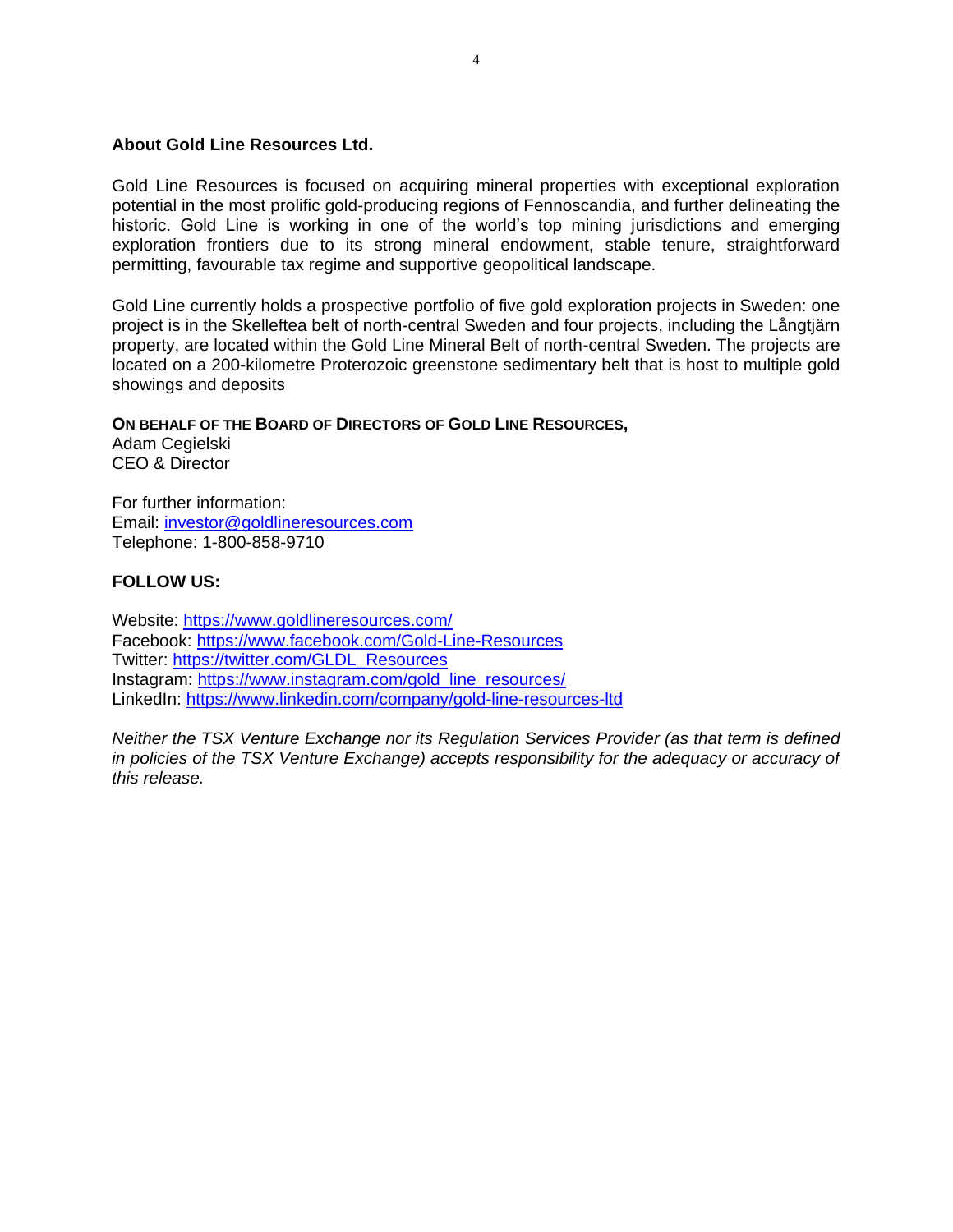**About Gold Line Resources Ltd.**

Gold Line Resources is focused on acquiring mineral properties with exceptional exploration potential in the most prolific gold-producing regions of Fennoscandia, and further delineating the historic. Gold Line is working in one of the world's top mining jurisdictions and emerging exploration frontiers due to its strong mineral endowment, stable tenure, straightforward permitting, favourable tax regime and supportive geopolitical landscape.

Gold Line currently holds a prospective portfolio of five gold exploration projects in Sweden: one project is in the Skelleftea belt of north-central Sweden and four projects, including the Långtjärn property, are located within the Gold Line Mineral Belt of north-central Sweden. The projects are located on a 200-kilometre Proterozoic greenstone sedimentary belt that is host to multiple gold showings and deposits

**ON BEHALF OF THE BOARD OF DIRECTORS OF GOLD LINE RESOURCES,**
Adam Cegielski
CEO & Director

For further information:
Email: investor@goldlineresources.com
Telephone: 1-800-858-9710

**FOLLOW US:**

Website: https://www.goldlineresources.com/
Facebook: https://www.facebook.com/Gold-Line-Resources
Twitter: https://twitter.com/GLDL_Resources
Instagram: https://www.instagram.com/gold_line_resources/
LinkedIn: https://www.linkedin.com/company/gold-line-resources-ltd

*Neither the TSX Venture Exchange nor its Regulation Services Provider (as that term is defined in policies of the TSX Venture Exchange) accepts responsibility for the adequacy or accuracy of this release.*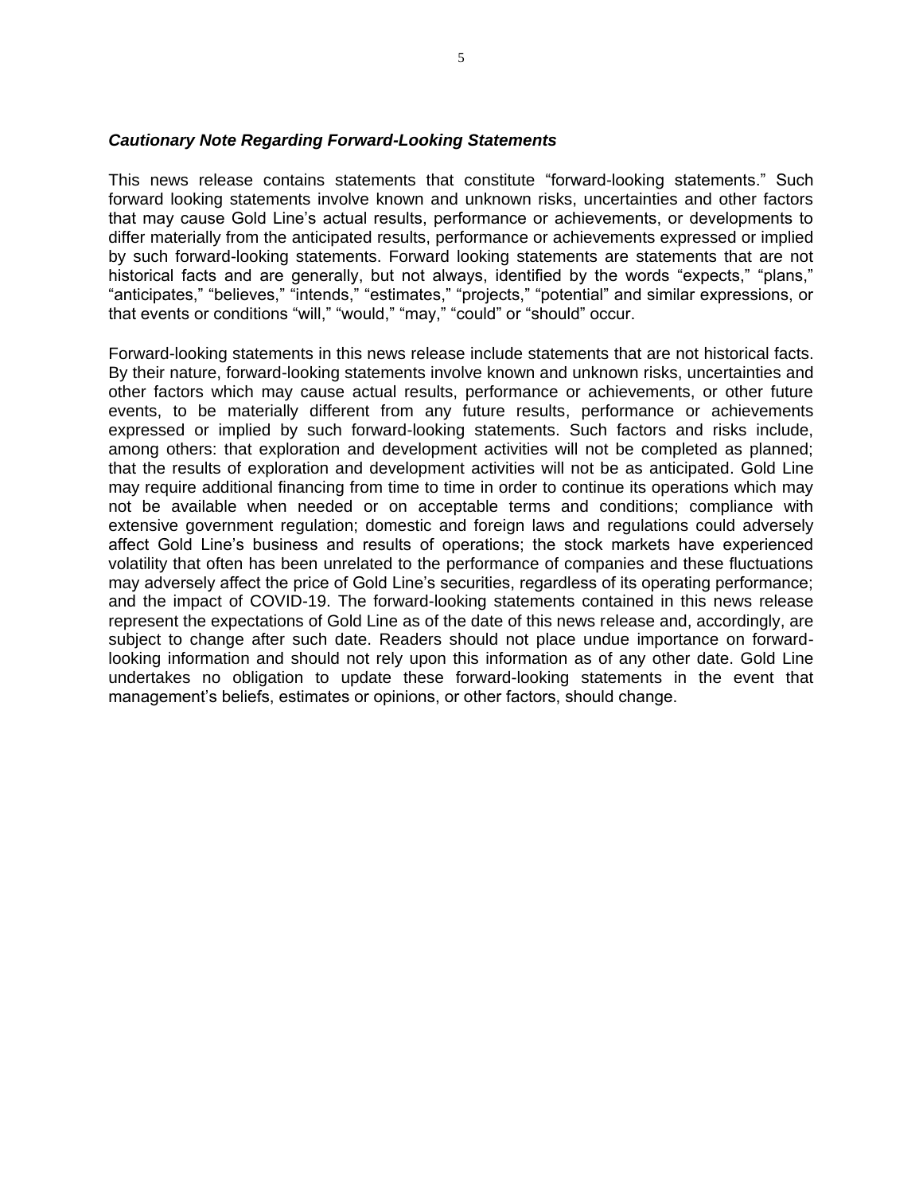***Cautionary Note Regarding Forward-Looking Statements***

This news release contains statements that constitute "forward-looking statements." Such forward looking statements involve known and unknown risks, uncertainties and other factors that may cause Gold Line's actual results, performance or achievements, or developments to differ materially from the anticipated results, performance or achievements expressed or implied by such forward-looking statements. Forward looking statements are statements that are not historical facts and are generally, but not always, identified by the words "expects," "plans," "anticipates," "believes," "intends," "estimates," "projects," "potential" and similar expressions, or that events or conditions "will," "would," "may," "could" or "should" occur.

Forward-looking statements in this news release include statements that are not historical facts. By their nature, forward-looking statements involve known and unknown risks, uncertainties and other factors which may cause actual results, performance or achievements, or other future events, to be materially different from any future results, performance or achievements expressed or implied by such forward-looking statements. Such factors and risks include, among others: that exploration and development activities will not be completed as planned; that the results of exploration and development activities will not be as anticipated. Gold Line may require additional financing from time to time in order to continue its operations which may not be available when needed or on acceptable terms and conditions; compliance with extensive government regulation; domestic and foreign laws and regulations could adversely affect Gold Line's business and results of operations; the stock markets have experienced volatility that often has been unrelated to the performance of companies and these fluctuations may adversely affect the price of Gold Line's securities, regardless of its operating performance; and the impact of COVID-19. The forward-looking statements contained in this news release represent the expectations of Gold Line as of the date of this news release and, accordingly, are subject to change after such date. Readers should not place undue importance on forward-looking information and should not rely upon this information as of any other date. Gold Line undertakes no obligation to update these forward-looking statements in the event that management's beliefs, estimates or opinions, or other factors, should change.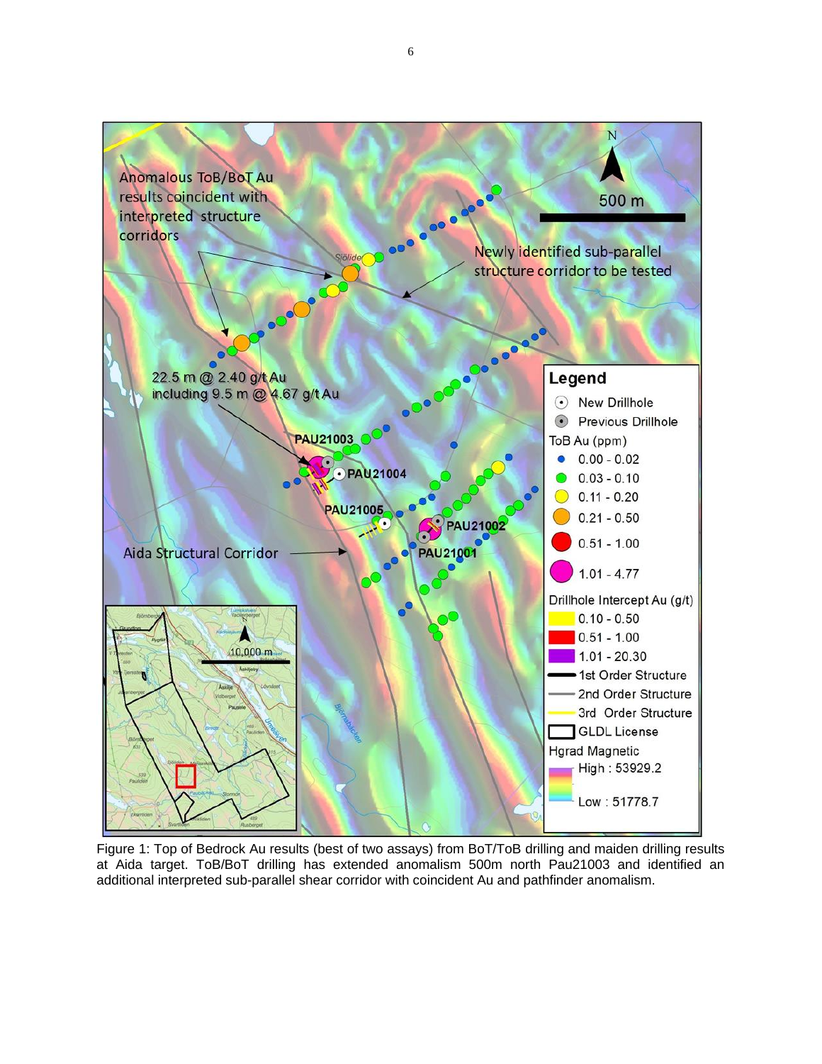Figure 1: Top of Bedrock Au results (best of two assays) from BoT/ToB drilling and maiden drilling results at Aida target. ToB/BoT drilling has extended anomalism 500m north Pau21003 and identified an additional interpreted sub-parallel shear corridor with coincident Au and pathfinder anomalism.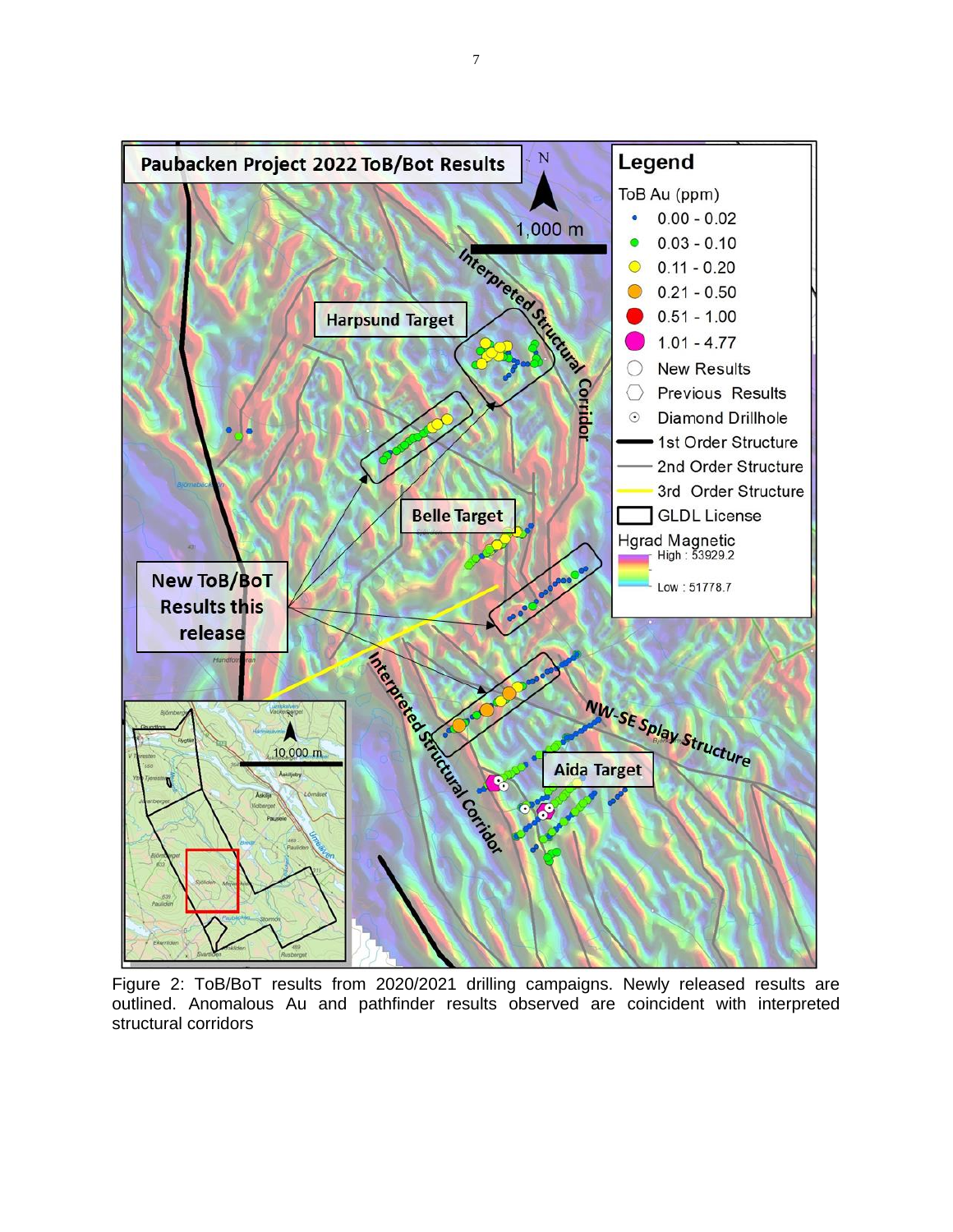Paubacken Project 2022 ToB/Bot Results

N

1,000 m

Legend

ToB Au (ppm)

0.00 - 0.02

0.03 - 0.10

0.11 - 0.20

0.21 - 0.50

0.51 - 1.00

1.01 - 4.77

New Results

Previous Results

Diamond Drillhole

1st Order Structure

2nd Order Structure

3rd Order Structure

GLDL License

Hgrad Magnetic

High : 53929.2

Low : 51778.7

Harpsund Target

Interpreted Structural Corridor

Belle Target

New ToB/BoT Results this release

Interpreted Structural Corridor

NW-SE Splay Structure

Aida Target

10,000 m

Figure 2: ToB/BoT results from 2020/2021 drilling campaigns. Newly released results are outlined. Anomalous Au and pathfinder results observed are coincident with interpreted structural corridors